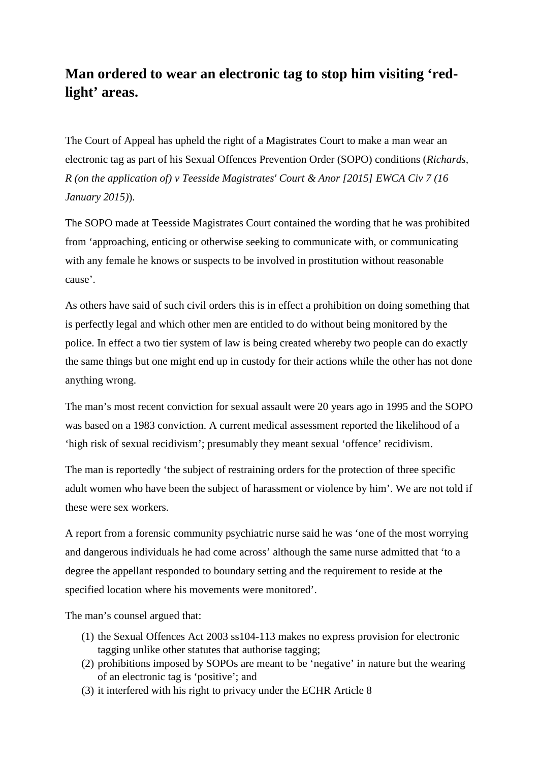## Man ordered to wear an electronic tag to stop him visiting 'red-light' areas.

The Court of Appeal has upheld the right of a Magistrates Court to make a man wear an electronic tag as part of his Sexual Offences Prevention Order (SOPO) conditions (*Richards, R (on the application of) v Teesside Magistrates' Court & Anor [2015] EWCA Civ 7 (16 January 2015)*).

The SOPO made at Teesside Magistrates Court contained the wording that he was prohibited from 'approaching, enticing or otherwise seeking to communicate with, or communicating with any female he knows or suspects to be involved in prostitution without reasonable cause'.

As others have said of such civil orders this is in effect a prohibition on doing something that is perfectly legal and which other men are entitled to do without being monitored by the police. In effect a two tier system of law is being created whereby two people can do exactly the same things but one might end up in custody for their actions while the other has not done anything wrong.

The man's most recent conviction for sexual assault were 20 years ago in 1995 and the SOPO was based on a 1983 conviction. A current medical assessment reported the likelihood of a 'high risk of sexual recidivism'; presumably they meant sexual 'offence' recidivism.

The man is reportedly 'the subject of restraining orders for the protection of three specific adult women who have been the subject of harassment or violence by him'. We are not told if these were sex workers.

A report from a forensic community psychiatric nurse said he was 'one of the most worrying and dangerous individuals he had come across' although the same nurse admitted that 'to a degree the appellant responded to boundary setting and the requirement to reside at the specified location where his movements were monitored'.

The man's counsel argued that:

(1) the Sexual Offences Act 2003 ss104-113 makes no express provision for electronic tagging unlike other statutes that authorise tagging;
(2) prohibitions imposed by SOPOs are meant to be 'negative' in nature but the wearing of an electronic tag is 'positive'; and
(3) it interfered with his right to privacy under the ECHR Article 8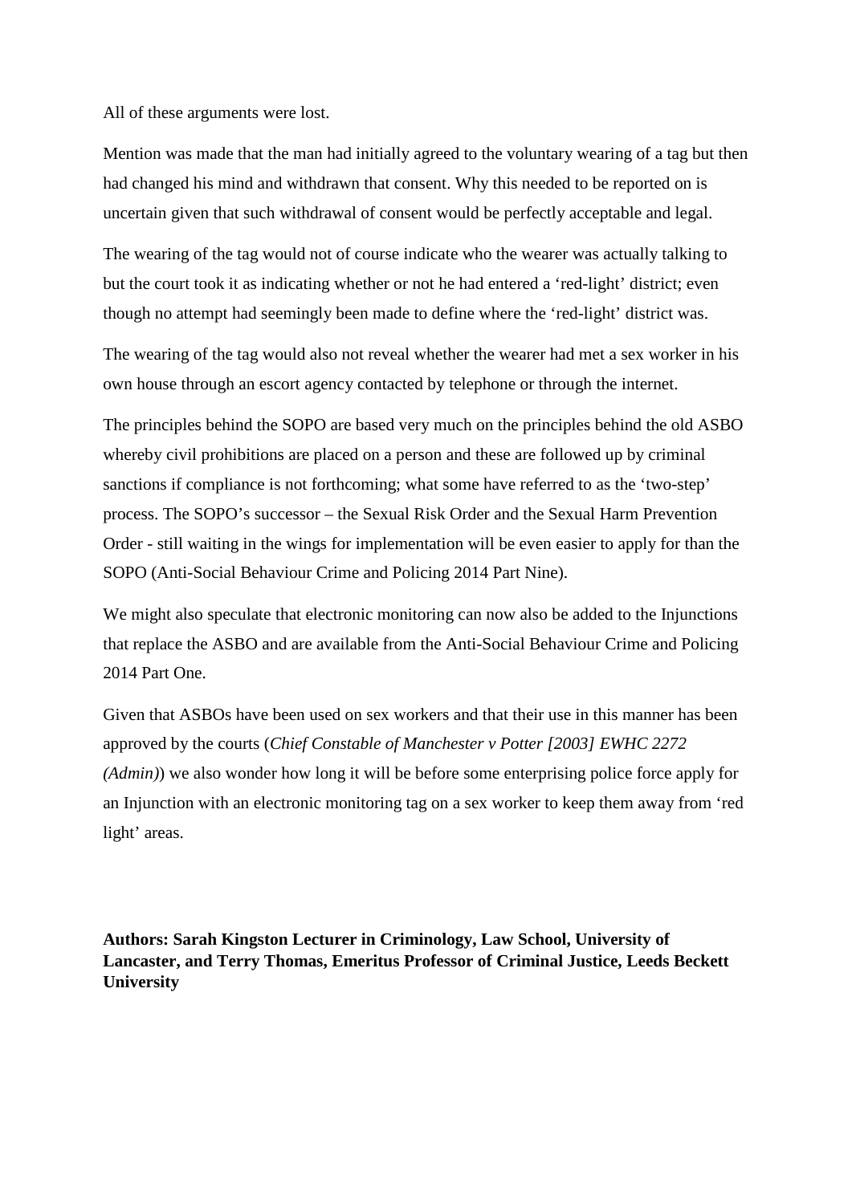All of these arguments were lost.

Mention was made that the man had initially agreed to the voluntary wearing of a tag but then had changed his mind and withdrawn that consent. Why this needed to be reported on is uncertain given that such withdrawal of consent would be perfectly acceptable and legal.

The wearing of the tag would not of course indicate who the wearer was actually talking to but the court took it as indicating whether or not he had entered a 'red-light' district; even though no attempt had seemingly been made to define where the 'red-light' district was.

The wearing of the tag would also not reveal whether the wearer had met a sex worker in his own house through an escort agency contacted by telephone or through the internet.

The principles behind the SOPO are based very much on the principles behind the old ASBO whereby civil prohibitions are placed on a person and these are followed up by criminal sanctions if compliance is not forthcoming; what some have referred to as the 'two-step' process. The SOPO's successor – the Sexual Risk Order and the Sexual Harm Prevention Order - still waiting in the wings for implementation will be even easier to apply for than the SOPO (Anti-Social Behaviour Crime and Policing 2014 Part Nine).

We might also speculate that electronic monitoring can now also be added to the Injunctions that replace the ASBO and are available from the Anti-Social Behaviour Crime and Policing 2014 Part One.

Given that ASBOs have been used on sex workers and that their use in this manner has been approved by the courts (*Chief Constable of Manchester v Potter [2003] EWHC 2272 (Admin)*) we also wonder how long it will be before some enterprising police force apply for an Injunction with an electronic monitoring tag on a sex worker to keep them away from 'red light' areas.

**Authors: Sarah Kingston Lecturer in Criminology, Law School, University of Lancaster, and Terry Thomas, Emeritus Professor of Criminal Justice, Leeds Beckett University**